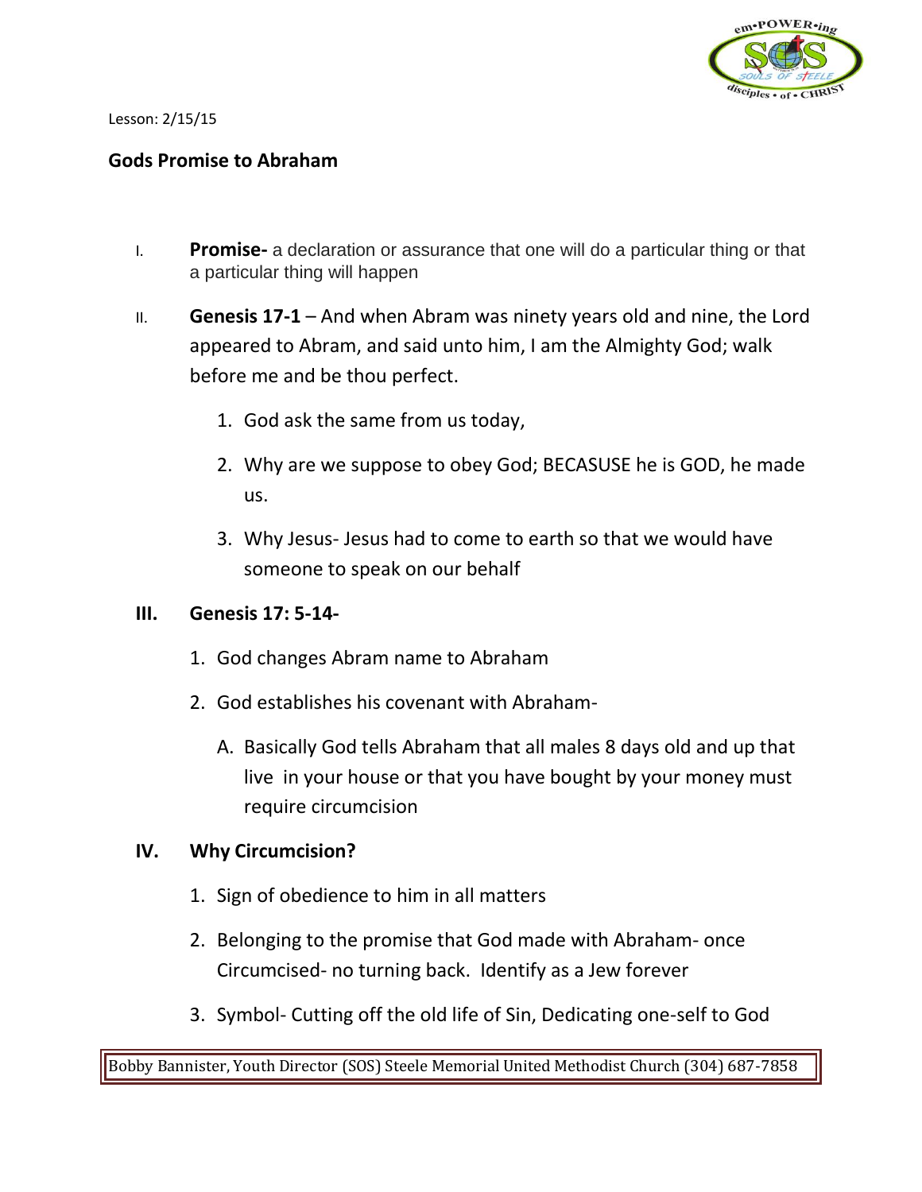Lesson: 2/15/15

## Gods Promise to Abraham

I. **Promise-** a declaration or assurance that one will do a particular thing or that a particular thing will happen

II. **Genesis 17-1** – And when Abram was ninety years old and nine, the Lord appeared to Abram, and said unto him, I am the Almighty God; walk before me and be thou perfect.

   1. God ask the same from us today,
   2. Why are we suppose to obey God; BECASUSE he is GOD, he made us.
   3. Why Jesus- Jesus had to come to earth so that we would have someone to speak on our behalf

**III. Genesis 17: 5-14-**

   1. God changes Abram name to Abraham
   2. God establishes his covenant with Abraham-
      A. Basically God tells Abraham that all males 8 days old and up that live in your house or that you have bought by your money must require circumcision

**IV. Why Circumcision?**

   1. Sign of obedience to him in all matters
   2. Belonging to the promise that God made with Abraham- once Circumcised- no turning back. Identify as a Jew forever
   3. Symbol- Cutting off the old life of Sin, Dedicating one-self to God

Bobby Bannister, Youth Director (SOS) Steele Memorial United Methodist Church (304) 687-7858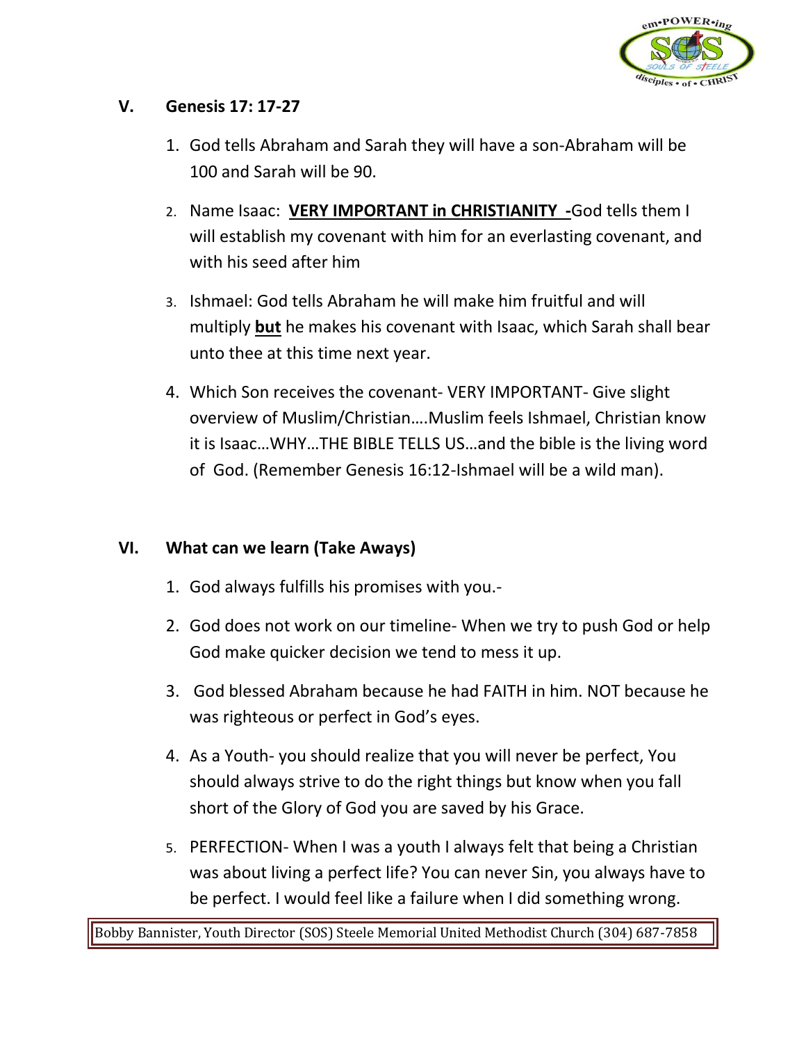## V. Genesis 17: 17-27

1. God tells Abraham and Sarah they will have a son-Abraham will be 100 and Sarah will be 90.
2. Name Isaac: **<u>VERY IMPORTANT in CHRISTIANITY -</u>**God tells them I will establish my covenant with him for an everlasting covenant, and with his seed after him
3. Ishmael: God tells Abraham he will make him fruitful and will multiply **<u>but</u>** he makes his covenant with Isaac, which Sarah shall bear unto thee at this time next year.
4. Which Son receives the covenant- VERY IMPORTANT- Give slight overview of Muslim/Christian….Muslim feels Ishmael, Christian know it is Isaac…WHY…THE BIBLE TELLS US…and the bible is the living word of God. (Remember Genesis 16:12-Ishmael will be a wild man).

## VI. What can we learn (Take Aways)

1. God always fulfills his promises with you.-
2. God does not work on our timeline- When we try to push God or help God make quicker decision we tend to mess it up.
3. God blessed Abraham because he had FAITH in him. NOT because he was righteous or perfect in God's eyes.
4. As a Youth- you should realize that you will never be perfect, You should always strive to do the right things but know when you fall short of the Glory of God you are saved by his Grace.
5. PERFECTION- When I was a youth I always felt that being a Christian was about living a perfect life? You can never Sin, you always have to be perfect. I would feel like a failure when I did something wrong.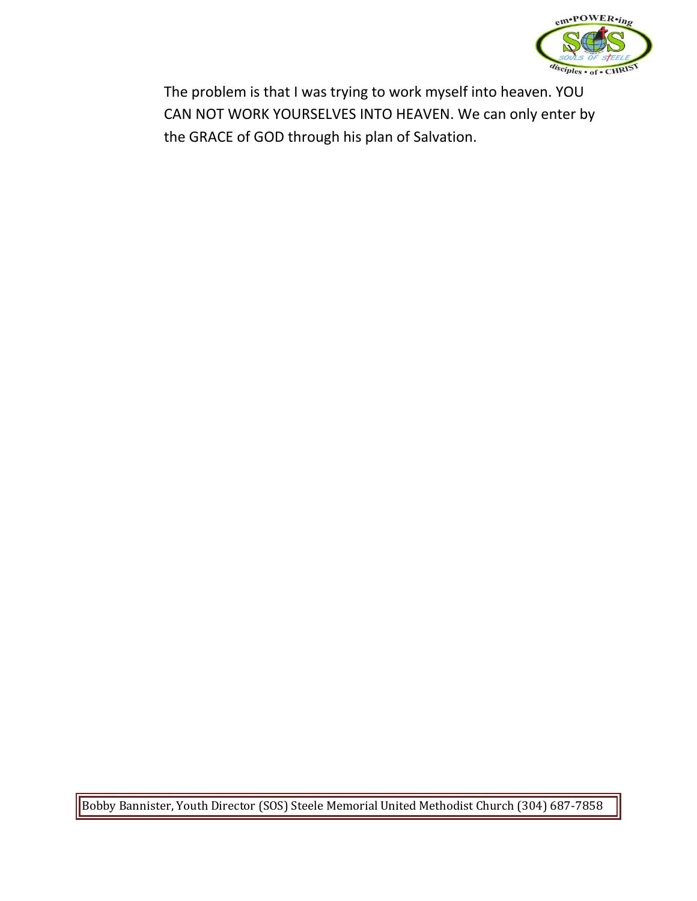The problem is that I was trying to work myself into heaven. YOU CAN NOT WORK YOURSELVES INTO HEAVEN. We can only enter by the GRACE of GOD through his plan of Salvation.